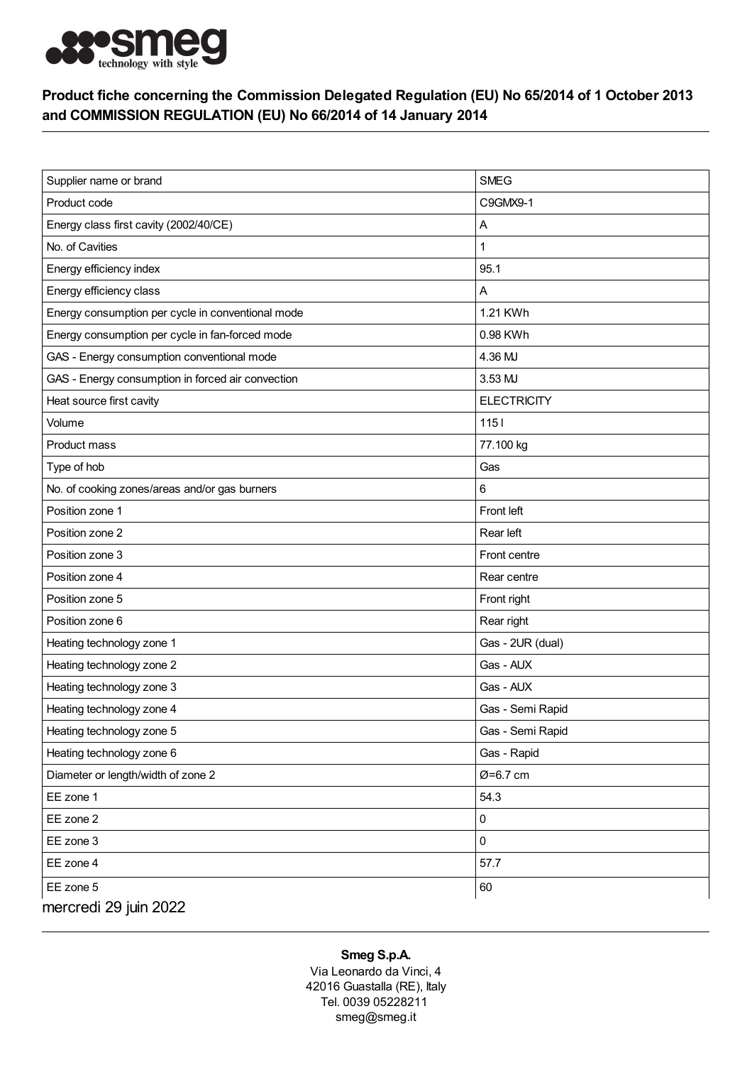## Product fiche concerning the Commission Delegated Regulation (EU) No 65/2014 of 1 October 2013 and COMMISSION REGULATION (EU) No 66/2014 of 14 January 2014

| | |
|---|---|
| Supplier name or brand | SMEG |
| Product code | C9GMX9-1 |
| Energy class first cavity (2002/40/CE) | A |
| No. of Cavities | 1 |
| Energy efficiency index | 95.1 |
| Energy efficiency class | A |
| Energy consumption per cycle in conventional mode | 1.21 KWh |
| Energy consumption per cycle in fan-forced mode | 0.98 KWh |
| GAS - Energy consumption conventional mode | 4.36 MJ |
| GAS - Energy consumption in forced air convection | 3.53 MJ |
| Heat source first cavity | ELECTRICITY |
| Volume | 115 l |
| Product mass | 77.100 kg |
| Type of hob | Gas |
| No. of cooking zones/areas and/or gas burners | 6 |
| Position zone 1 | Front left |
| Position zone 2 | Rear left |
| Position zone 3 | Front centre |
| Position zone 4 | Rear centre |
| Position zone 5 | Front right |
| Position zone 6 | Rear right |
| Heating technology zone 1 | Gas - 2UR (dual) |
| Heating technology zone 2 | Gas - AUX |
| Heating technology zone 3 | Gas - AUX |
| Heating technology zone 4 | Gas - Semi Rapid |
| Heating technology zone 5 | Gas - Semi Rapid |
| Heating technology zone 6 | Gas - Rapid |
| Diameter or length/width of zone 2 | Ø=6.7 cm |
| EE zone 1 | 54.3 |
| EE zone 2 | 0 |
| EE zone 3 | 0 |
| EE zone 4 | 57.7 |
| EE zone 5 | 60 |

mercredi 29 juin 2022

**Smeg S.p.A.**
Via Leonardo da Vinci, 4
42016 Guastalla (RE), Italy
Tel. 0039 05228211
smeg@smeg.it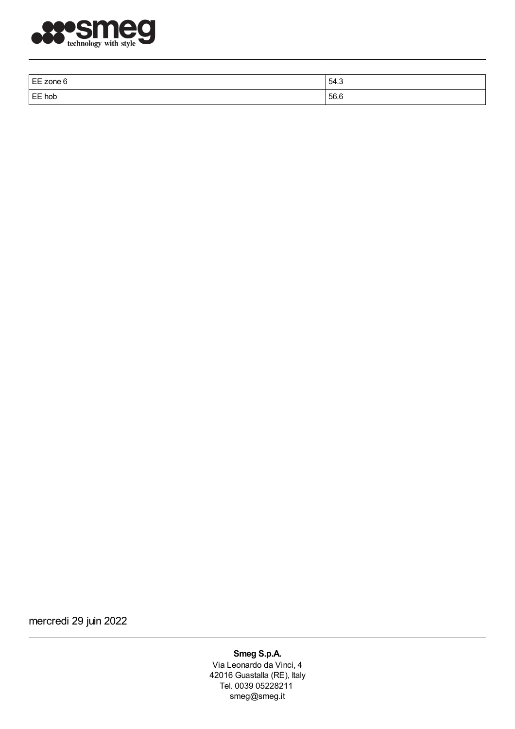| | |
|---|---|
| EE zone 6 | 54.3 |
| EE hob | 56.6 |

mercredi 29 juin 2022

**Smeg S.p.A.**
Via Leonardo da Vinci, 4
42016 Guastalla (RE), Italy
Tel. 0039 05228211
smeg@smeg.it